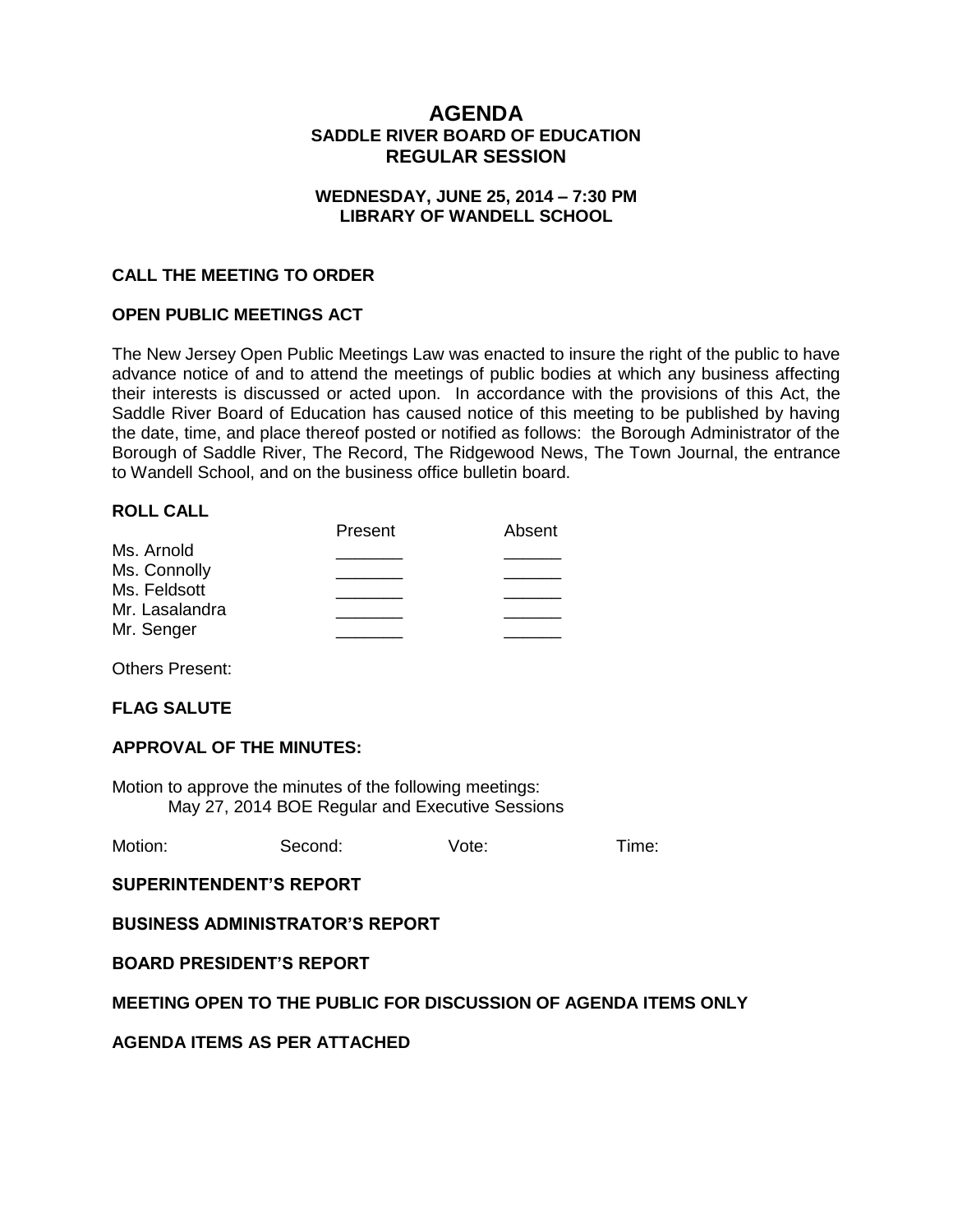# AGENDA
## SADDLE RIVER BOARD OF EDUCATION
## REGULAR SESSION

**WEDNESDAY, JUNE 25, 2014 – 7:30 PM**
**LIBRARY OF WANDELL SCHOOL**

**CALL THE MEETING TO ORDER**

**OPEN PUBLIC MEETINGS ACT**

The New Jersey Open Public Meetings Law was enacted to insure the right of the public to have advance notice of and to attend the meetings of public bodies at which any business affecting their interests is discussed or acted upon. In accordance with the provisions of this Act, the Saddle River Board of Education has caused notice of this meeting to be published by having the date, time, and place thereof posted or notified as follows: the Borough Administrator of the Borough of Saddle River, The Record, The Ridgewood News, The Town Journal, the entrance to Wandell School, and on the business office bulletin board.

**ROLL CALL**

| | Present | Absent |
|---|---|---|
| Ms. Arnold | _______ | ______ |
| Ms. Connolly | _______ | ______ |
| Ms. Feldsott | _______ | ______ |
| Mr. Lasalandra | _______ | ______ |
| Mr. Senger | _______ | ______ |

Others Present:

**FLAG SALUTE**

**APPROVAL OF THE MINUTES:**

Motion to approve the minutes of the following meetings:
May 27, 2014 BOE Regular and Executive Sessions

Motion: Second: Vote: Time:

**SUPERINTENDENT'S REPORT**

**BUSINESS ADMINISTRATOR'S REPORT**

**BOARD PRESIDENT'S REPORT**

**MEETING OPEN TO THE PUBLIC FOR DISCUSSION OF AGENDA ITEMS ONLY**

**AGENDA ITEMS AS PER ATTACHED**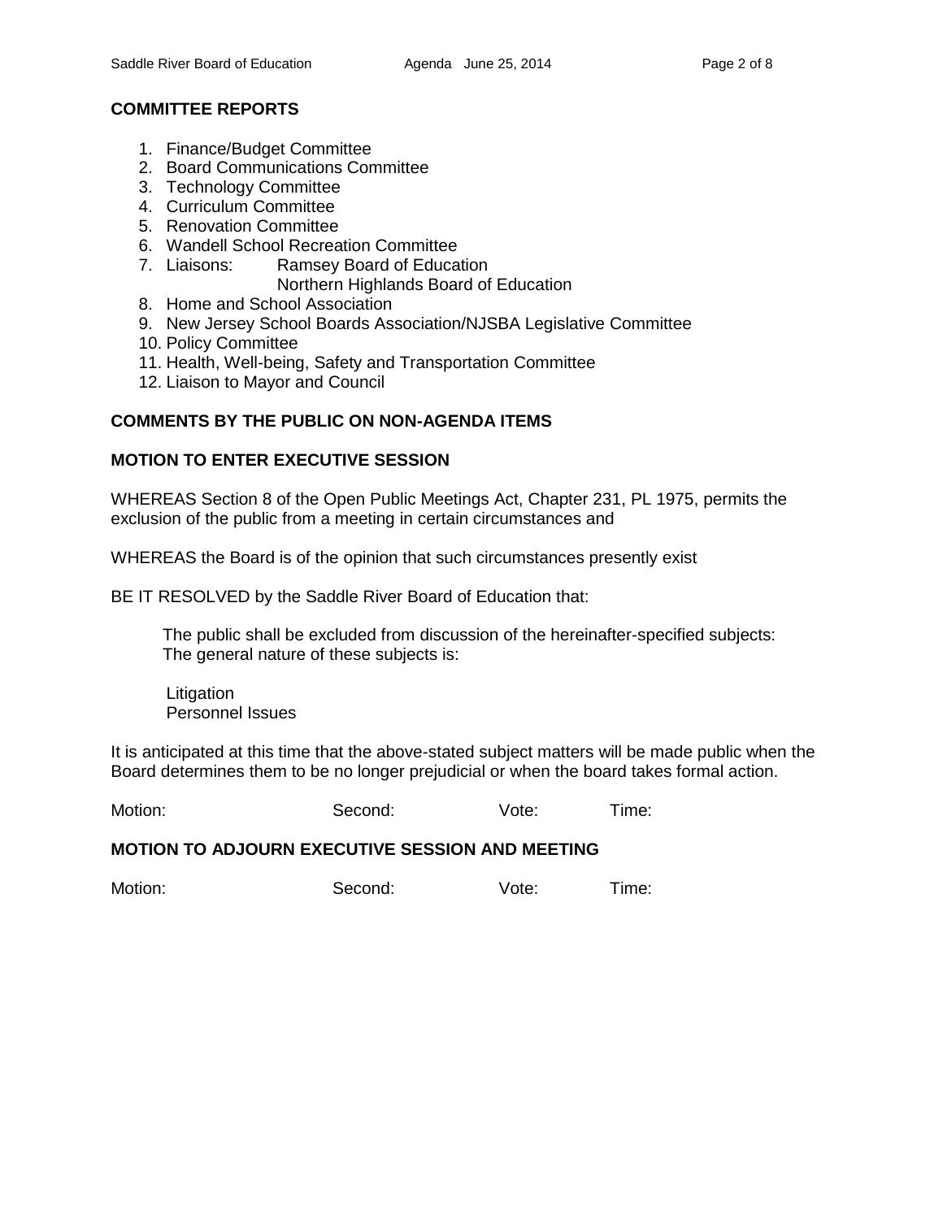## COMMITTEE REPORTS

1. Finance/Budget Committee
2. Board Communications Committee
3. Technology Committee
4. Curriculum Committee
5. Renovation Committee
6. Wandell School Recreation Committee
7. Liaisons: Ramsey Board of Education
   Northern Highlands Board of Education
8. Home and School Association
9. New Jersey School Boards Association/NJSBA Legislative Committee
10. Policy Committee
11. Health, Well-being, Safety and Transportation Committee
12. Liaison to Mayor and Council

## COMMENTS BY THE PUBLIC ON NON-AGENDA ITEMS

## MOTION TO ENTER EXECUTIVE SESSION

WHEREAS Section 8 of the Open Public Meetings Act, Chapter 231, PL 1975, permits the exclusion of the public from a meeting in certain circumstances and

WHEREAS the Board is of the opinion that such circumstances presently exist

BE IT RESOLVED by the Saddle River Board of Education that:

The public shall be excluded from discussion of the hereinafter-specified subjects:
The general nature of these subjects is:

Litigation
Personnel Issues

It is anticipated at this time that the above-stated subject matters will be made public when the Board determines them to be no longer prejudicial or when the board takes formal action.

Motion: Second: Vote: Time:

## MOTION TO ADJOURN EXECUTIVE SESSION AND MEETING

Motion: Second: Vote: Time: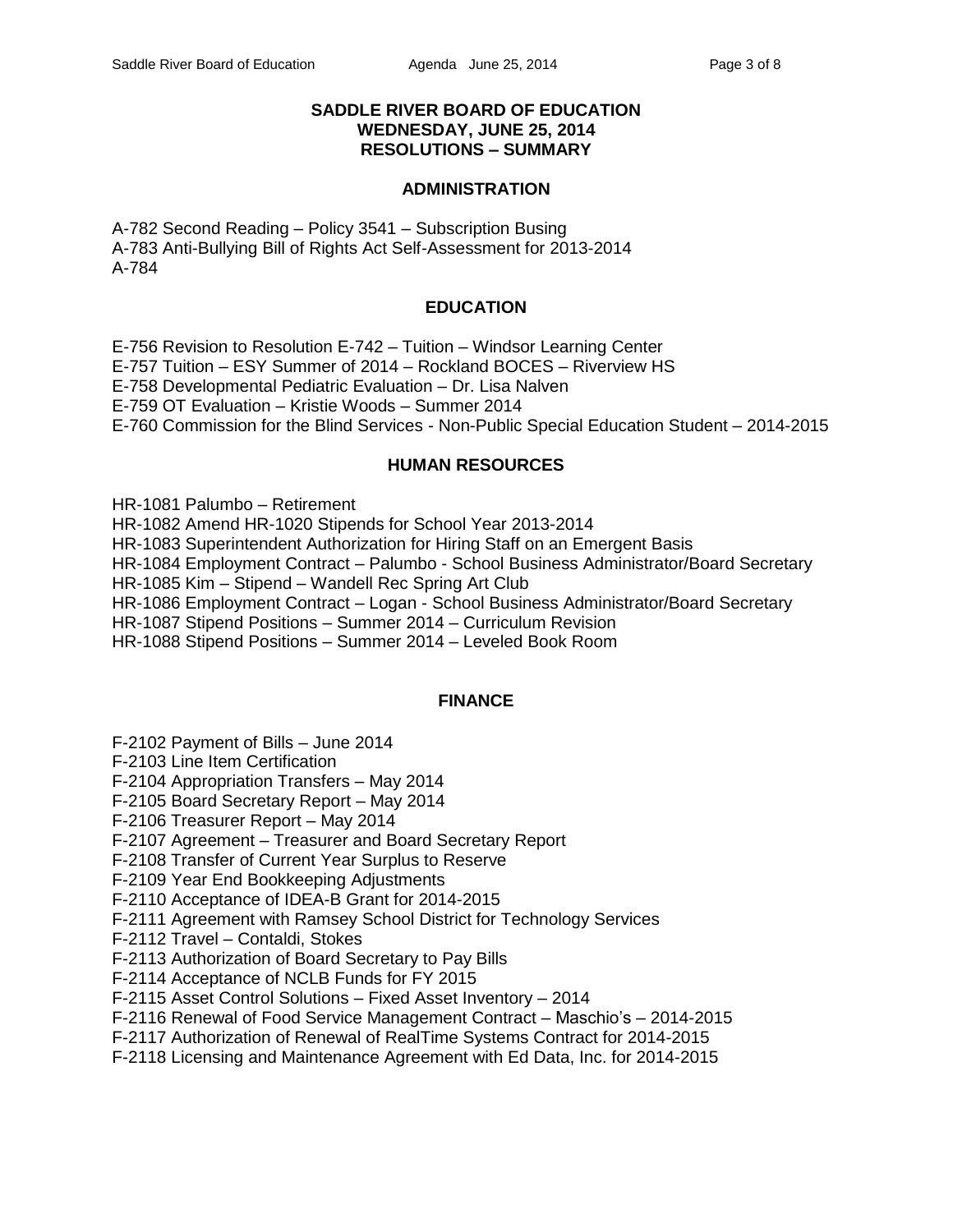# SADDLE RIVER BOARD OF EDUCATION
## WEDNESDAY, JUNE 25, 2014
## RESOLUTIONS – SUMMARY

### ADMINISTRATION

A-782 Second Reading – Policy 3541 – Subscription Busing
A-783 Anti-Bullying Bill of Rights Act Self-Assessment for 2013-2014
A-784

### EDUCATION

E-756 Revision to Resolution E-742 – Tuition – Windsor Learning Center
E-757 Tuition – ESY Summer of 2014 – Rockland BOCES – Riverview HS
E-758 Developmental Pediatric Evaluation – Dr. Lisa Nalven
E-759 OT Evaluation – Kristie Woods – Summer 2014
E-760 Commission for the Blind Services - Non-Public Special Education Student – 2014-2015

### HUMAN RESOURCES

HR-1081 Palumbo – Retirement
HR-1082 Amend HR-1020 Stipends for School Year 2013-2014
HR-1083 Superintendent Authorization for Hiring Staff on an Emergent Basis
HR-1084 Employment Contract – Palumbo - School Business Administrator/Board Secretary
HR-1085 Kim – Stipend – Wandell Rec Spring Art Club
HR-1086 Employment Contract – Logan - School Business Administrator/Board Secretary
HR-1087 Stipend Positions – Summer 2014 – Curriculum Revision
HR-1088 Stipend Positions – Summer 2014 – Leveled Book Room

### FINANCE

F-2102 Payment of Bills – June 2014
F-2103 Line Item Certification
F-2104 Appropriation Transfers – May 2014
F-2105 Board Secretary Report – May 2014
F-2106 Treasurer Report – May 2014
F-2107 Agreement – Treasurer and Board Secretary Report
F-2108 Transfer of Current Year Surplus to Reserve
F-2109 Year End Bookkeeping Adjustments
F-2110 Acceptance of IDEA-B Grant for 2014-2015
F-2111 Agreement with Ramsey School District for Technology Services
F-2112 Travel – Contaldi, Stokes
F-2113 Authorization of Board Secretary to Pay Bills
F-2114 Acceptance of NCLB Funds for FY 2015
F-2115 Asset Control Solutions – Fixed Asset Inventory – 2014
F-2116 Renewal of Food Service Management Contract – Maschio's – 2014-2015
F-2117 Authorization of Renewal of RealTime Systems Contract for 2014-2015
F-2118 Licensing and Maintenance Agreement with Ed Data, Inc. for 2014-2015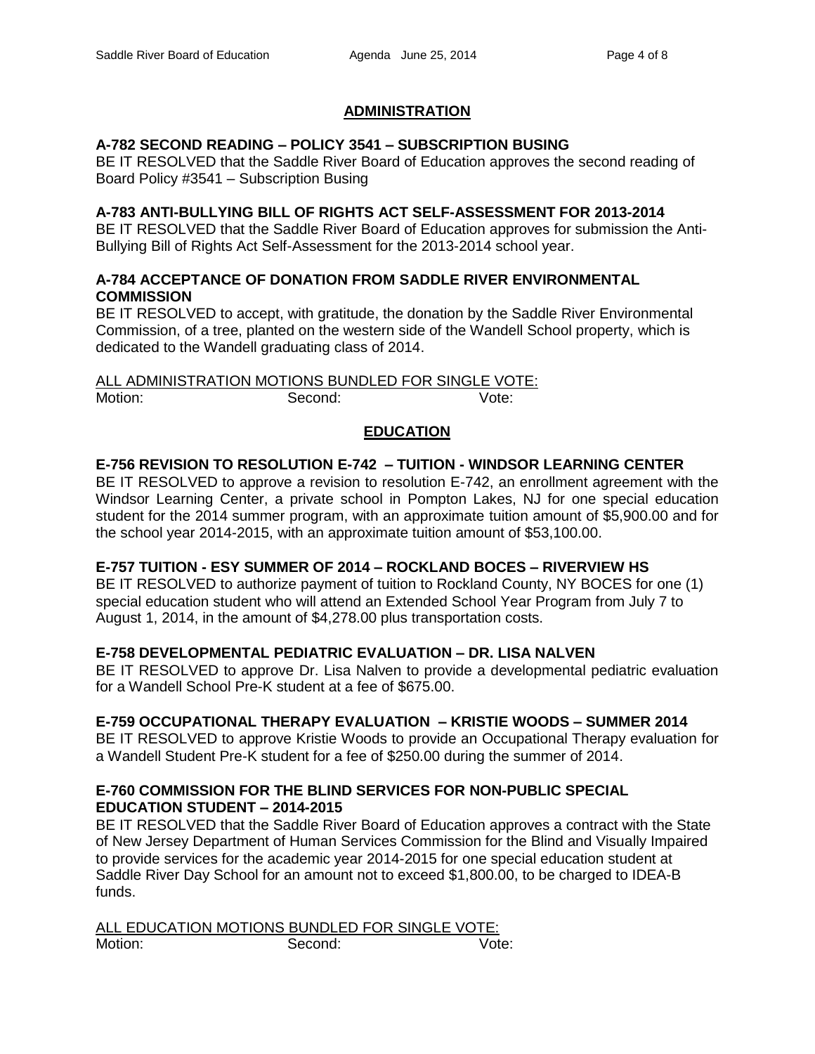## ADMINISTRATION

**A-782 SECOND READING – POLICY 3541 – SUBSCRIPTION BUSING**

BE IT RESOLVED that the Saddle River Board of Education approves the second reading of Board Policy #3541 – Subscription Busing

**A-783 ANTI-BULLYING BILL OF RIGHTS ACT SELF-ASSESSMENT FOR 2013-2014**

BE IT RESOLVED that the Saddle River Board of Education approves for submission the Anti-Bullying Bill of Rights Act Self-Assessment for the 2013-2014 school year.

**A-784 ACCEPTANCE OF DONATION FROM SADDLE RIVER ENVIRONMENTAL COMMISSION**

BE IT RESOLVED to accept, with gratitude, the donation by the Saddle River Environmental Commission, of a tree, planted on the western side of the Wandell School property, which is dedicated to the Wandell graduating class of 2014.

ALL ADMINISTRATION MOTIONS BUNDLED FOR SINGLE VOTE:

Motion: Second: Vote:

## EDUCATION

**E-756 REVISION TO RESOLUTION E-742 – TUITION - WINDSOR LEARNING CENTER**

BE IT RESOLVED to approve a revision to resolution E-742, an enrollment agreement with the Windsor Learning Center, a private school in Pompton Lakes, NJ for one special education student for the 2014 summer program, with an approximate tuition amount of $5,900.00 and for the school year 2014-2015, with an approximate tuition amount of $53,100.00.

**E-757 TUITION - ESY SUMMER OF 2014 – ROCKLAND BOCES – RIVERVIEW HS**

BE IT RESOLVED to authorize payment of tuition to Rockland County, NY BOCES for one (1) special education student who will attend an Extended School Year Program from July 7 to August 1, 2014, in the amount of $4,278.00 plus transportation costs.

**E-758 DEVELOPMENTAL PEDIATRIC EVALUATION – DR. LISA NALVEN**

BE IT RESOLVED to approve Dr. Lisa Nalven to provide a developmental pediatric evaluation for a Wandell School Pre-K student at a fee of $675.00.

**E-759 OCCUPATIONAL THERAPY EVALUATION – KRISTIE WOODS – SUMMER 2014**

BE IT RESOLVED to approve Kristie Woods to provide an Occupational Therapy evaluation for a Wandell Student Pre-K student for a fee of $250.00 during the summer of 2014.

**E-760 COMMISSION FOR THE BLIND SERVICES FOR NON-PUBLIC SPECIAL EDUCATION STUDENT – 2014-2015**

BE IT RESOLVED that the Saddle River Board of Education approves a contract with the State of New Jersey Department of Human Services Commission for the Blind and Visually Impaired to provide services for the academic year 2014-2015 for one special education student at Saddle River Day School for an amount not to exceed $1,800.00, to be charged to IDEA-B funds.

ALL EDUCATION MOTIONS BUNDLED FOR SINGLE VOTE:

Motion: Second: Vote: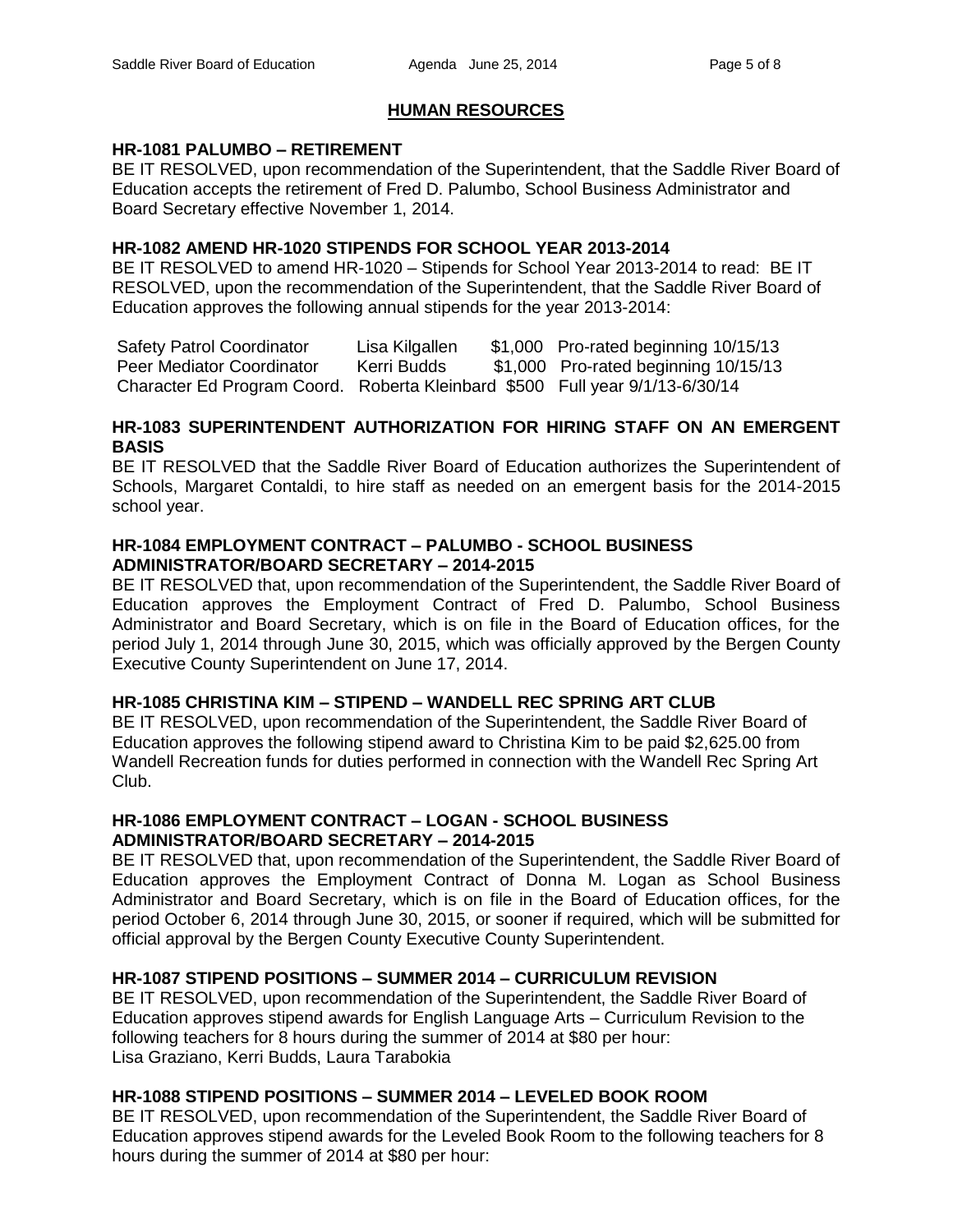## HUMAN RESOURCES

### HR-1081 PALUMBO – RETIREMENT

BE IT RESOLVED, upon recommendation of the Superintendent, that the Saddle River Board of Education accepts the retirement of Fred D. Palumbo, School Business Administrator and Board Secretary effective November 1, 2014.

### HR-1082 AMEND HR-1020 STIPENDS FOR SCHOOL YEAR 2013-2014

BE IT RESOLVED to amend HR-1020 – Stipends for School Year 2013-2014 to read: BE IT RESOLVED, upon the recommendation of the Superintendent, that the Saddle River Board of Education approves the following annual stipends for the year 2013-2014:

| | | | |
|---|---|---|---|
| Safety Patrol Coordinator | Lisa Kilgallen | $1,000 | Pro-rated beginning 10/15/13 |
| Peer Mediator Coordinator | Kerri Budds | $1,000 | Pro-rated beginning 10/15/13 |
| Character Ed Program Coord. | Roberta Kleinbard | $500 | Full year 9/1/13-6/30/14 |

### HR-1083 SUPERINTENDENT AUTHORIZATION FOR HIRING STAFF ON AN EMERGENT BASIS

BE IT RESOLVED that the Saddle River Board of Education authorizes the Superintendent of Schools, Margaret Contaldi, to hire staff as needed on an emergent basis for the 2014-2015 school year.

### HR-1084 EMPLOYMENT CONTRACT – PALUMBO - SCHOOL BUSINESS ADMINISTRATOR/BOARD SECRETARY – 2014-2015

BE IT RESOLVED that, upon recommendation of the Superintendent, the Saddle River Board of Education approves the Employment Contract of Fred D. Palumbo, School Business Administrator and Board Secretary, which is on file in the Board of Education offices, for the period July 1, 2014 through June 30, 2015, which was officially approved by the Bergen County Executive County Superintendent on June 17, 2014.

### HR-1085 CHRISTINA KIM – STIPEND – WANDELL REC SPRING ART CLUB

BE IT RESOLVED, upon recommendation of the Superintendent, the Saddle River Board of Education approves the following stipend award to Christina Kim to be paid $2,625.00 from Wandell Recreation funds for duties performed in connection with the Wandell Rec Spring Art Club.

### HR-1086 EMPLOYMENT CONTRACT – LOGAN - SCHOOL BUSINESS ADMINISTRATOR/BOARD SECRETARY – 2014-2015

BE IT RESOLVED that, upon recommendation of the Superintendent, the Saddle River Board of Education approves the Employment Contract of Donna M. Logan as School Business Administrator and Board Secretary, which is on file in the Board of Education offices, for the period October 6, 2014 through June 30, 2015, or sooner if required, which will be submitted for official approval by the Bergen County Executive County Superintendent.

### HR-1087 STIPEND POSITIONS – SUMMER 2014 – CURRICULUM REVISION

BE IT RESOLVED, upon recommendation of the Superintendent, the Saddle River Board of Education approves stipend awards for English Language Arts – Curriculum Revision to the following teachers for 8 hours during the summer of 2014 at $80 per hour:
Lisa Graziano, Kerri Budds, Laura Tarabokia

### HR-1088 STIPEND POSITIONS – SUMMER 2014 – LEVELED BOOK ROOM

BE IT RESOLVED, upon recommendation of the Superintendent, the Saddle River Board of Education approves stipend awards for the Leveled Book Room to the following teachers for 8 hours during the summer of 2014 at $80 per hour: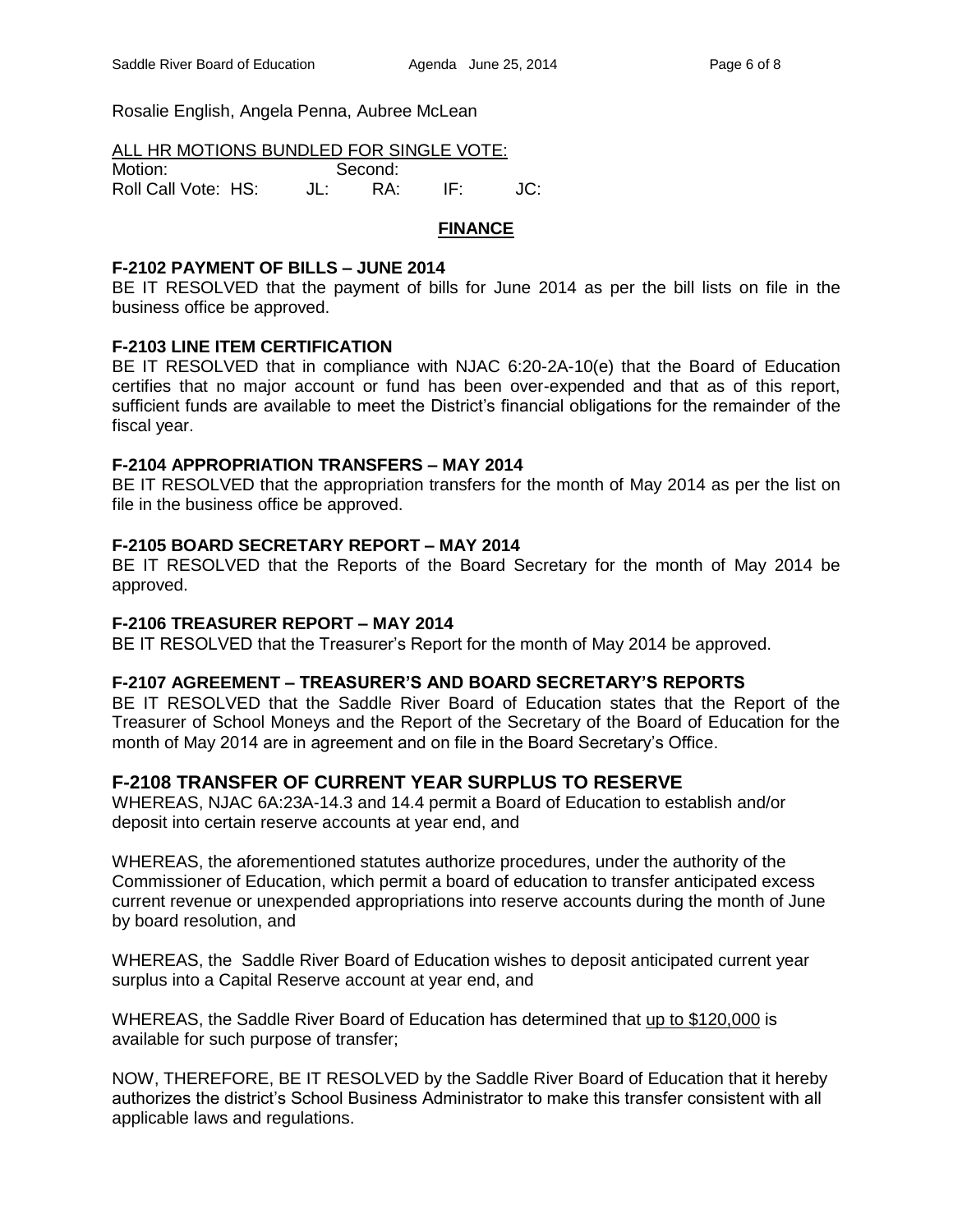Rosalie English, Angela Penna, Aubree McLean

ALL HR MOTIONS BUNDLED FOR SINGLE VOTE:
Motion: Second:
Roll Call Vote: HS: JL: RA: IF: JC:

## FINANCE

**F-2102 PAYMENT OF BILLS – JUNE 2014**
BE IT RESOLVED that the payment of bills for June 2014 as per the bill lists on file in the business office be approved.

**F-2103 LINE ITEM CERTIFICATION**
BE IT RESOLVED that in compliance with NJAC 6:20-2A-10(e) that the Board of Education certifies that no major account or fund has been over-expended and that as of this report, sufficient funds are available to meet the District's financial obligations for the remainder of the fiscal year.

**F-2104 APPROPRIATION TRANSFERS – MAY 2014**
BE IT RESOLVED that the appropriation transfers for the month of May 2014 as per the list on file in the business office be approved.

**F-2105 BOARD SECRETARY REPORT – MAY 2014**
BE IT RESOLVED that the Reports of the Board Secretary for the month of May 2014 be approved.

**F-2106 TREASURER REPORT – MAY 2014**
BE IT RESOLVED that the Treasurer's Report for the month of May 2014 be approved.

**F-2107 AGREEMENT – TREASURER'S AND BOARD SECRETARY'S REPORTS**
BE IT RESOLVED that the Saddle River Board of Education states that the Report of the Treasurer of School Moneys and the Report of the Secretary of the Board of Education for the month of May 2014 are in agreement and on file in the Board Secretary's Office.

### F-2108 TRANSFER OF CURRENT YEAR SURPLUS TO RESERVE

WHEREAS, NJAC 6A:23A-14.3 and 14.4 permit a Board of Education to establish and/or deposit into certain reserve accounts at year end, and

WHEREAS, the aforementioned statutes authorize procedures, under the authority of the Commissioner of Education, which permit a board of education to transfer anticipated excess current revenue or unexpended appropriations into reserve accounts during the month of June by board resolution, and

WHEREAS, the Saddle River Board of Education wishes to deposit anticipated current year surplus into a Capital Reserve account at year end, and

WHEREAS, the Saddle River Board of Education has determined that up to $120,000 is available for such purpose of transfer;

NOW, THEREFORE, BE IT RESOLVED by the Saddle River Board of Education that it hereby authorizes the district's School Business Administrator to make this transfer consistent with all applicable laws and regulations.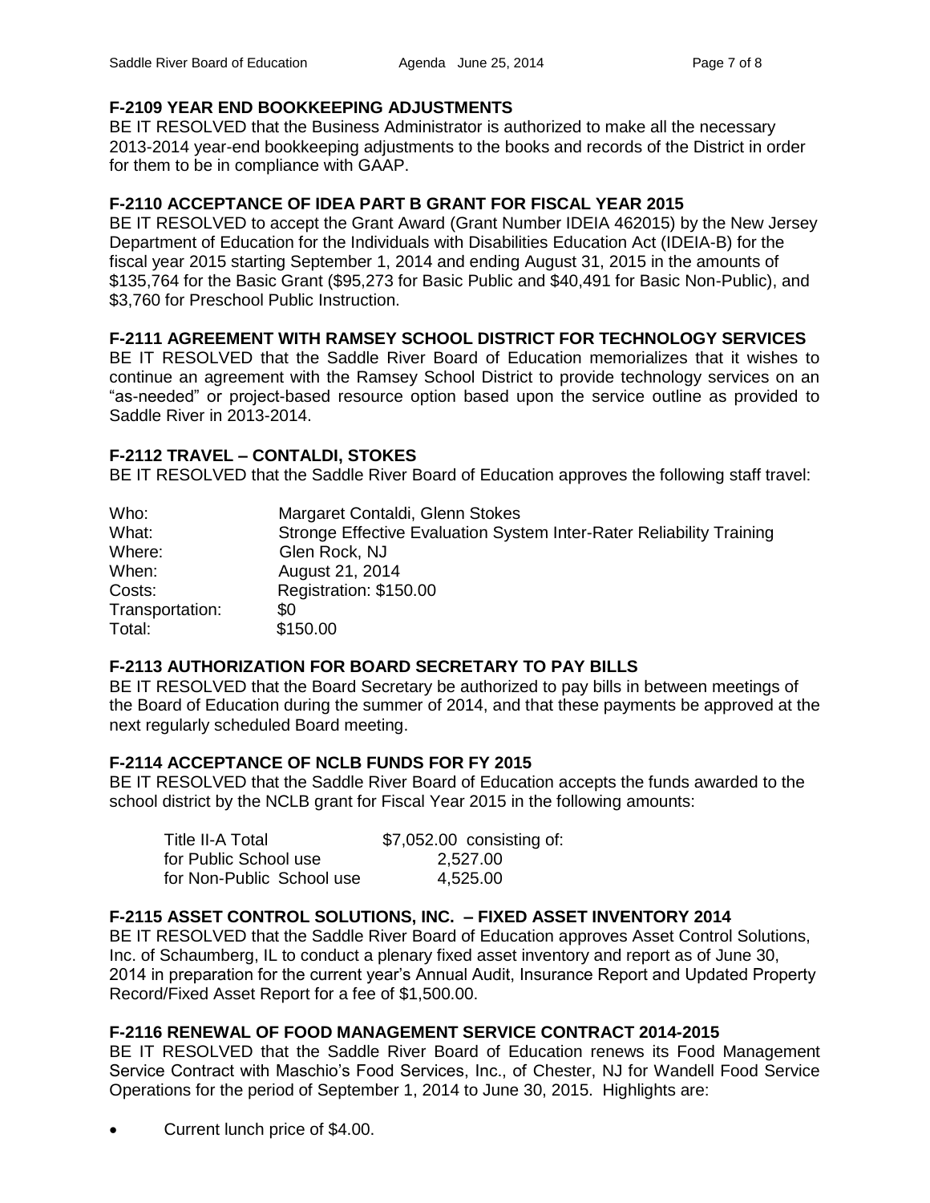### F-2109 YEAR END BOOKKEEPING ADJUSTMENTS

BE IT RESOLVED that the Business Administrator is authorized to make all the necessary 2013-2014 year-end bookkeeping adjustments to the books and records of the District in order for them to be in compliance with GAAP.

### F-2110 ACCEPTANCE OF IDEA PART B GRANT FOR FISCAL YEAR 2015

BE IT RESOLVED to accept the Grant Award (Grant Number IDEIA 462015) by the New Jersey Department of Education for the Individuals with Disabilities Education Act (IDEIA-B) for the fiscal year 2015 starting September 1, 2014 and ending August 31, 2015 in the amounts of $135,764 for the Basic Grant ($95,273 for Basic Public and $40,491 for Basic Non-Public), and $3,760 for Preschool Public Instruction.

### F-2111 AGREEMENT WITH RAMSEY SCHOOL DISTRICT FOR TECHNOLOGY SERVICES

BE IT RESOLVED that the Saddle River Board of Education memorializes that it wishes to continue an agreement with the Ramsey School District to provide technology services on an "as-needed" or project-based resource option based upon the service outline as provided to Saddle River in 2013-2014.

### F-2112 TRAVEL – CONTALDI, STOKES

BE IT RESOLVED that the Saddle River Board of Education approves the following staff travel:

| | |
|---|---|
| Who: | Margaret Contaldi, Glenn Stokes |
| What: | Stronge Effective Evaluation System Inter-Rater Reliability Training |
| Where: | Glen Rock, NJ |
| When: | August 21, 2014 |
| Costs: | Registration: $150.00 |
| Transportation: | $0 |
| Total: | $150.00 |

### F-2113 AUTHORIZATION FOR BOARD SECRETARY TO PAY BILLS

BE IT RESOLVED that the Board Secretary be authorized to pay bills in between meetings of the Board of Education during the summer of 2014, and that these payments be approved at the next regularly scheduled Board meeting.

### F-2114 ACCEPTANCE OF NCLB FUNDS FOR FY 2015

BE IT RESOLVED that the Saddle River Board of Education accepts the funds awarded to the school district by the NCLB grant for Fiscal Year 2015 in the following amounts:

| | |
|---|---|
| Title II-A Total | $7,052.00 consisting of: |
| for Public School use | 2,527.00 |
| for Non-Public School use | 4,525.00 |

### F-2115 ASSET CONTROL SOLUTIONS, INC. – FIXED ASSET INVENTORY 2014

BE IT RESOLVED that the Saddle River Board of Education approves Asset Control Solutions, Inc. of Schaumberg, IL to conduct a plenary fixed asset inventory and report as of June 30, 2014 in preparation for the current year's Annual Audit, Insurance Report and Updated Property Record/Fixed Asset Report for a fee of $1,500.00.

### F-2116 RENEWAL OF FOOD MANAGEMENT SERVICE CONTRACT 2014-2015

BE IT RESOLVED that the Saddle River Board of Education renews its Food Management Service Contract with Maschio's Food Services, Inc., of Chester, NJ for Wandell Food Service Operations for the period of September 1, 2014 to June 30, 2015. Highlights are:

- Current lunch price of $4.00.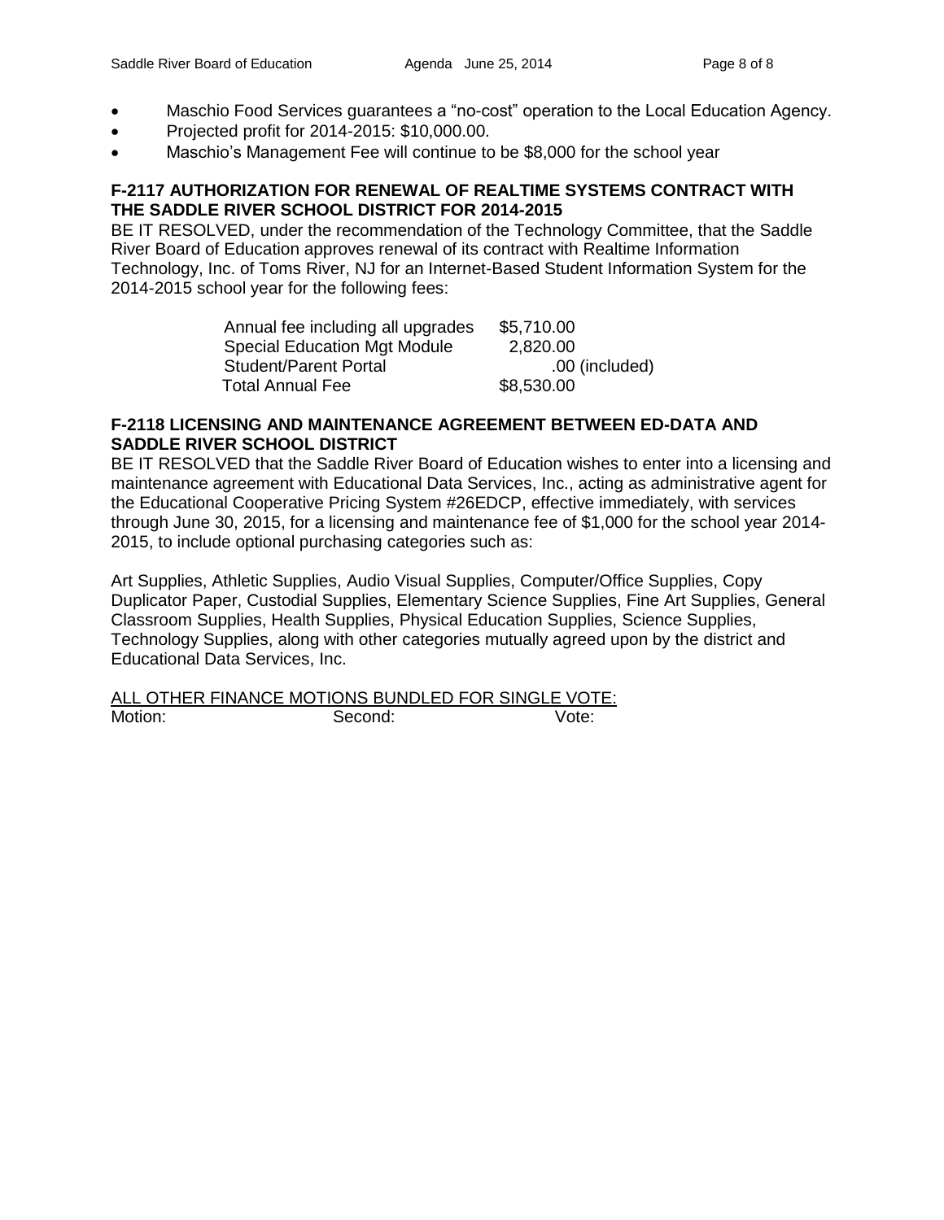- Maschio Food Services guarantees a "no-cost" operation to the Local Education Agency.
- Projected profit for 2014-2015: $10,000.00.
- Maschio's Management Fee will continue to be $8,000 for the school year

**F-2117 AUTHORIZATION FOR RENEWAL OF REALTIME SYSTEMS CONTRACT WITH THE SADDLE RIVER SCHOOL DISTRICT FOR 2014-2015**

BE IT RESOLVED, under the recommendation of the Technology Committee, that the Saddle River Board of Education approves renewal of its contract with Realtime Information Technology, Inc. of Toms River, NJ for an Internet-Based Student Information System for the 2014-2015 school year for the following fees:

| | |
|---|---|
| Annual fee including all upgrades | $5,710.00 |
| Special Education Mgt Module | 2,820.00 |
| Student/Parent Portal | .00 (included) |
| Total Annual Fee | $8,530.00 |

**F-2118 LICENSING AND MAINTENANCE AGREEMENT BETWEEN ED-DATA AND SADDLE RIVER SCHOOL DISTRICT**

BE IT RESOLVED that the Saddle River Board of Education wishes to enter into a licensing and maintenance agreement with Educational Data Services, Inc., acting as administrative agent for the Educational Cooperative Pricing System #26EDCP, effective immediately, with services through June 30, 2015, for a licensing and maintenance fee of $1,000 for the school year 2014-2015, to include optional purchasing categories such as:

Art Supplies, Athletic Supplies, Audio Visual Supplies, Computer/Office Supplies, Copy Duplicator Paper, Custodial Supplies, Elementary Science Supplies, Fine Art Supplies, General Classroom Supplies, Health Supplies, Physical Education Supplies, Science Supplies, Technology Supplies, along with other categories mutually agreed upon by the district and Educational Data Services, Inc.

ALL OTHER FINANCE MOTIONS BUNDLED FOR SINGLE VOTE:

Motion: Second: Vote: